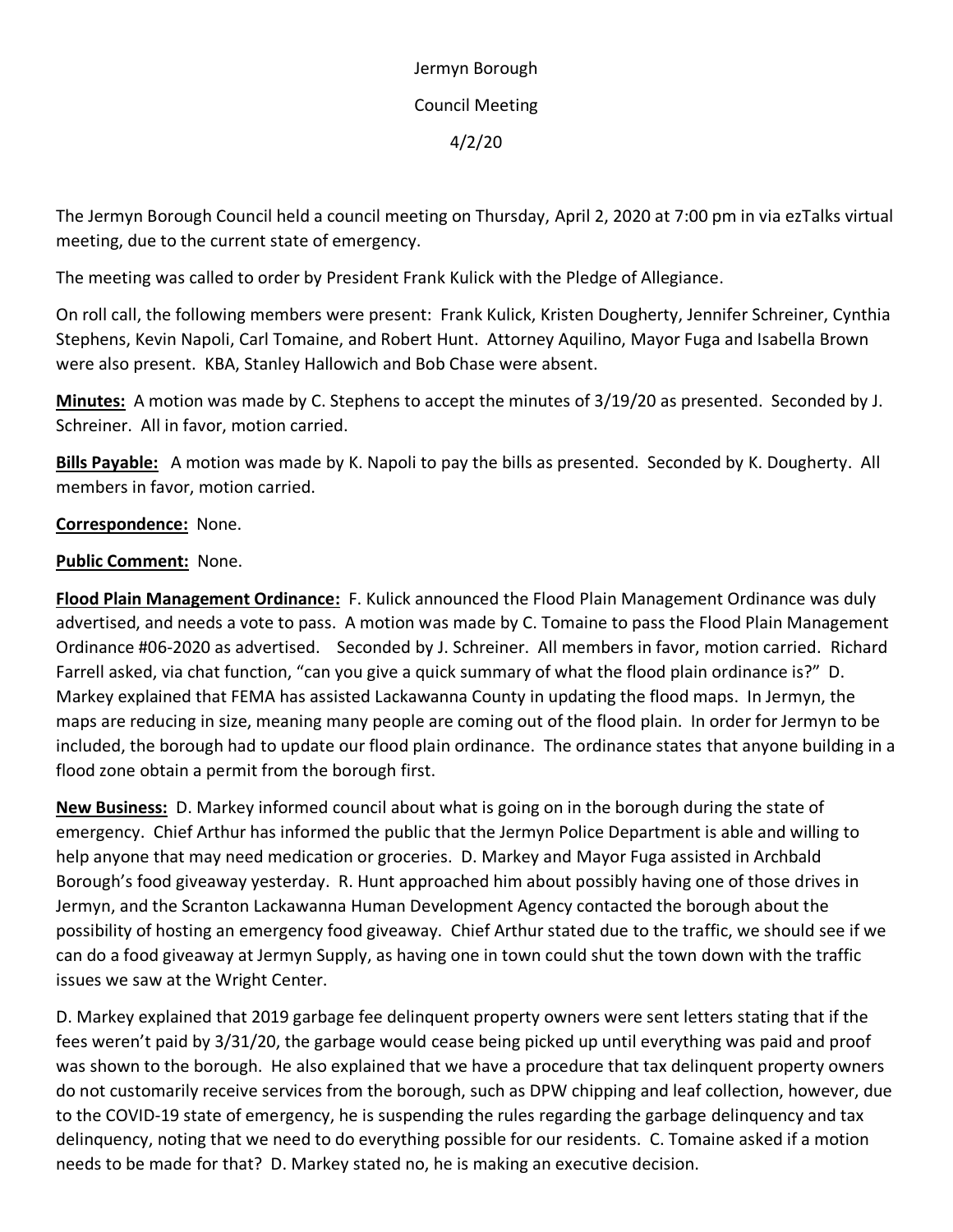Jermyn Borough

Council Meeting

4/2/20

The Jermyn Borough Council held a council meeting on Thursday, April 2, 2020 at 7:00 pm in via ezTalks virtual meeting, due to the current state of emergency.

The meeting was called to order by President Frank Kulick with the Pledge of Allegiance.

On roll call, the following members were present: Frank Kulick, Kristen Dougherty, Jennifer Schreiner, Cynthia Stephens, Kevin Napoli, Carl Tomaine, and Robert Hunt. Attorney Aquilino, Mayor Fuga and Isabella Brown were also present. KBA, Stanley Hallowich and Bob Chase were absent.

**Minutes:** A motion was made by C. Stephens to accept the minutes of 3/19/20 as presented. Seconded by J. Schreiner. All in favor, motion carried.

**Bills Payable:** A motion was made by K. Napoli to pay the bills as presented. Seconded by K. Dougherty. All members in favor, motion carried.

**Correspondence:** None.

**Public Comment:** None.

**Flood Plain Management Ordinance:** F. Kulick announced the Flood Plain Management Ordinance was duly advertised, and needs a vote to pass. A motion was made by C. Tomaine to pass the Flood Plain Management Ordinance #06-2020 as advertised. Seconded by J. Schreiner. All members in favor, motion carried. Richard Farrell asked, via chat function, "can you give a quick summary of what the flood plain ordinance is?" D. Markey explained that FEMA has assisted Lackawanna County in updating the flood maps. In Jermyn, the maps are reducing in size, meaning many people are coming out of the flood plain. In order for Jermyn to be included, the borough had to update our flood plain ordinance. The ordinance states that anyone building in a flood zone obtain a permit from the borough first.

**New Business:** D. Markey informed council about what is going on in the borough during the state of emergency. Chief Arthur has informed the public that the Jermyn Police Department is able and willing to help anyone that may need medication or groceries. D. Markey and Mayor Fuga assisted in Archbald Borough's food giveaway yesterday. R. Hunt approached him about possibly having one of those drives in Jermyn, and the Scranton Lackawanna Human Development Agency contacted the borough about the possibility of hosting an emergency food giveaway. Chief Arthur stated due to the traffic, we should see if we can do a food giveaway at Jermyn Supply, as having one in town could shut the town down with the traffic issues we saw at the Wright Center.

D. Markey explained that 2019 garbage fee delinquent property owners were sent letters stating that if the fees weren't paid by 3/31/20, the garbage would cease being picked up until everything was paid and proof was shown to the borough. He also explained that we have a procedure that tax delinquent property owners do not customarily receive services from the borough, such as DPW chipping and leaf collection, however, due to the COVID-19 state of emergency, he is suspending the rules regarding the garbage delinquency and tax delinquency, noting that we need to do everything possible for our residents. C. Tomaine asked if a motion needs to be made for that? D. Markey stated no, he is making an executive decision.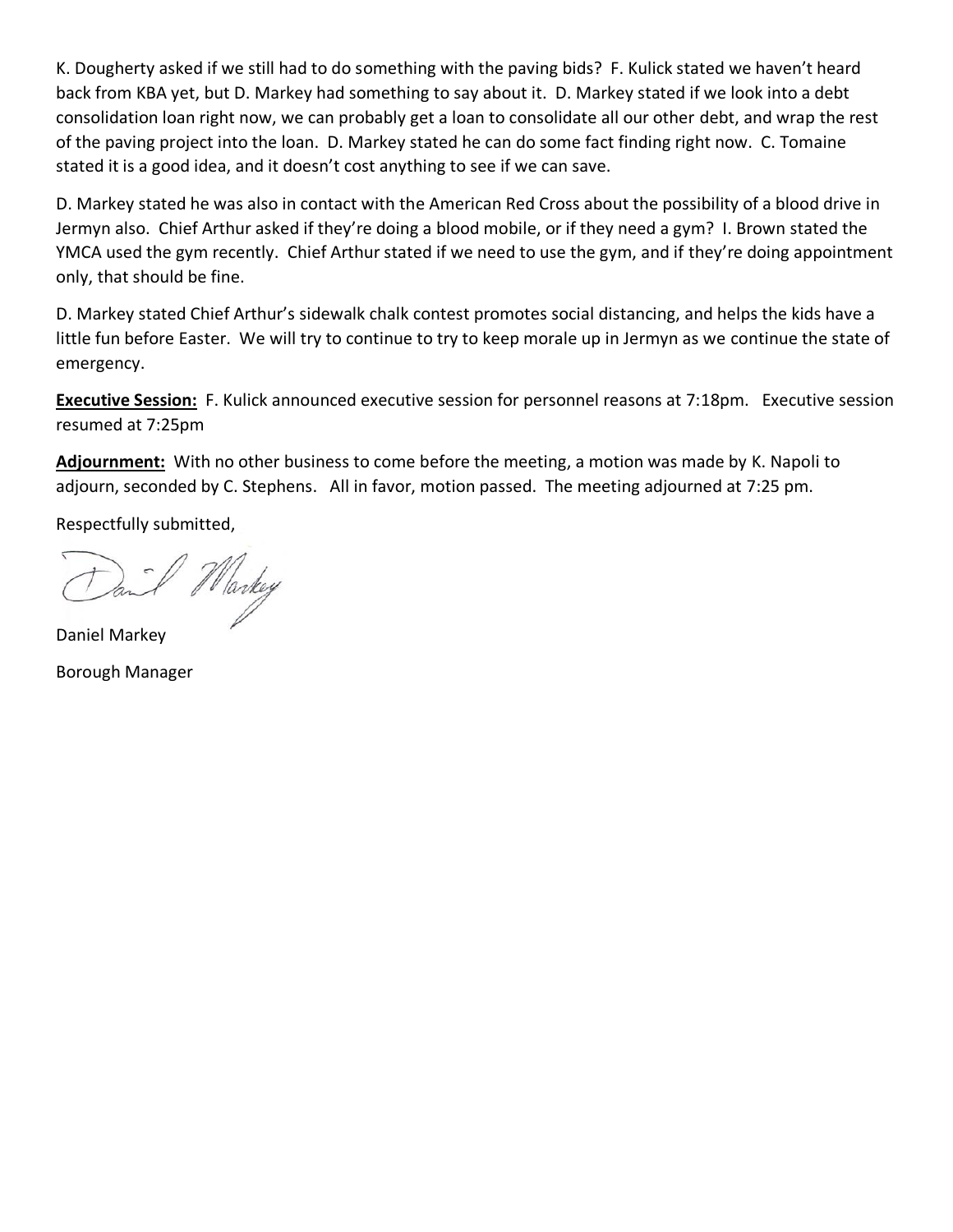K. Dougherty asked if we still had to do something with the paving bids? F. Kulick stated we haven't heard back from KBA yet, but D. Markey had something to say about it. D. Markey stated if we look into a debt consolidation loan right now, we can probably get a loan to consolidate all our other debt, and wrap the rest of the paving project into the loan. D. Markey stated he can do some fact finding right now. C. Tomaine stated it is a good idea, and it doesn't cost anything to see if we can save.

D. Markey stated he was also in contact with the American Red Cross about the possibility of a blood drive in Jermyn also. Chief Arthur asked if they're doing a blood mobile, or if they need a gym? I. Brown stated the YMCA used the gym recently. Chief Arthur stated if we need to use the gym, and if they're doing appointment only, that should be fine.

D. Markey stated Chief Arthur's sidewalk chalk contest promotes social distancing, and helps the kids have a little fun before Easter. We will try to continue to try to keep morale up in Jermyn as we continue the state of emergency.

**Executive Session:** F. Kulick announced executive session for personnel reasons at 7:18pm. Executive session resumed at 7:25pm

**Adjournment:** With no other business to come before the meeting, a motion was made by K. Napoli to adjourn, seconded by C. Stephens. All in favor, motion passed. The meeting adjourned at 7:25 pm.

Respectfully submitted,

Daniel Markey

Borough Manager